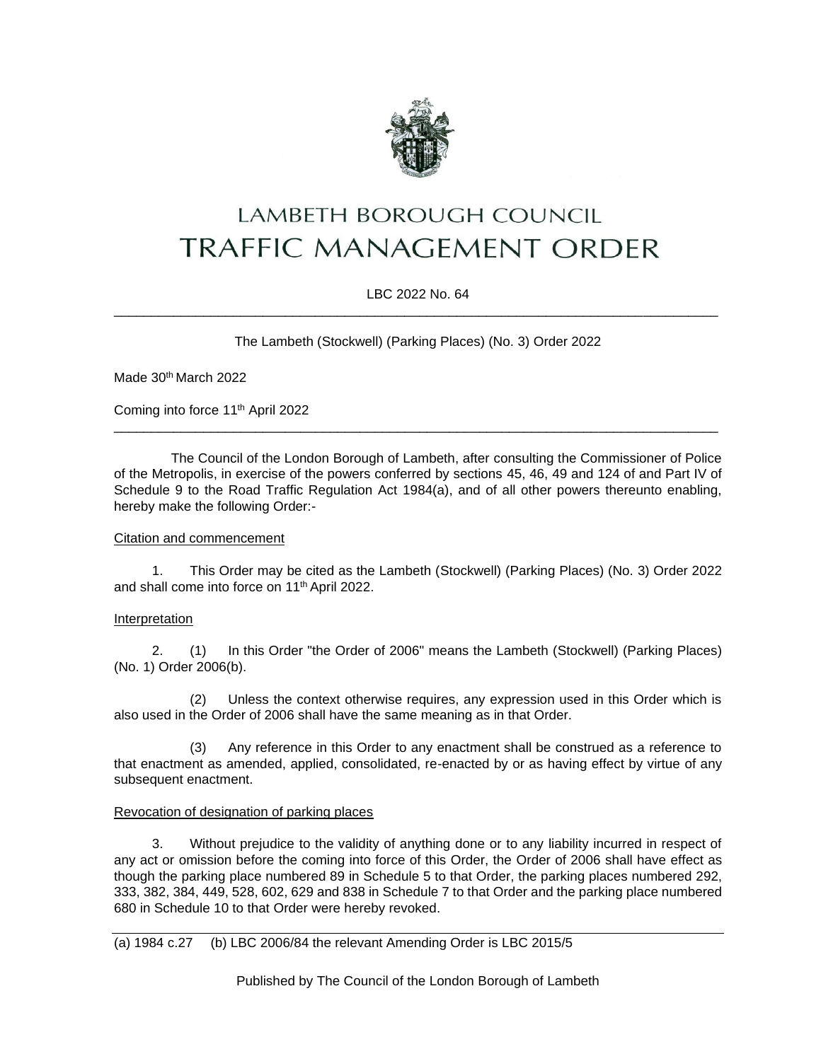# LAMBETH BOROUGH COUNCIL
# TRAFFIC MANAGEMENT ORDER

LBC 2022 No. 64

---

The Lambeth (Stockwell) (Parking Places) (No. 3) Order 2022

Made 30th March 2022

Coming into force 11th April 2022

---

The Council of the London Borough of Lambeth, after consulting the Commissioner of Police of the Metropolis, in exercise of the powers conferred by sections 45, 46, 49 and 124 of and Part IV of Schedule 9 to the Road Traffic Regulation Act 1984(a), and of all other powers thereunto enabling, hereby make the following Order:-

<u>Citation and commencement</u>

1. This Order may be cited as the Lambeth (Stockwell) (Parking Places) (No. 3) Order 2022 and shall come into force on 11th April 2022.

<u>Interpretation</u>

2. (1) In this Order "the Order of 2006" means the Lambeth (Stockwell) (Parking Places) (No. 1) Order 2006(b).

(2) Unless the context otherwise requires, any expression used in this Order which is also used in the Order of 2006 shall have the same meaning as in that Order.

(3) Any reference in this Order to any enactment shall be construed as a reference to that enactment as amended, applied, consolidated, re-enacted by or as having effect by virtue of any subsequent enactment.

<u>Revocation of designation of parking places</u>

3. Without prejudice to the validity of anything done or to any liability incurred in respect of any act or omission before the coming into force of this Order, the Order of 2006 shall have effect as though the parking place numbered 89 in Schedule 5 to that Order, the parking places numbered 292, 333, 382, 384, 449, 528, 602, 629 and 838 in Schedule 7 to that Order and the parking place numbered 680 in Schedule 10 to that Order were hereby revoked.

---

(a) 1984 c.27 (b) LBC 2006/84 the relevant Amending Order is LBC 2015/5

Published by The Council of the London Borough of Lambeth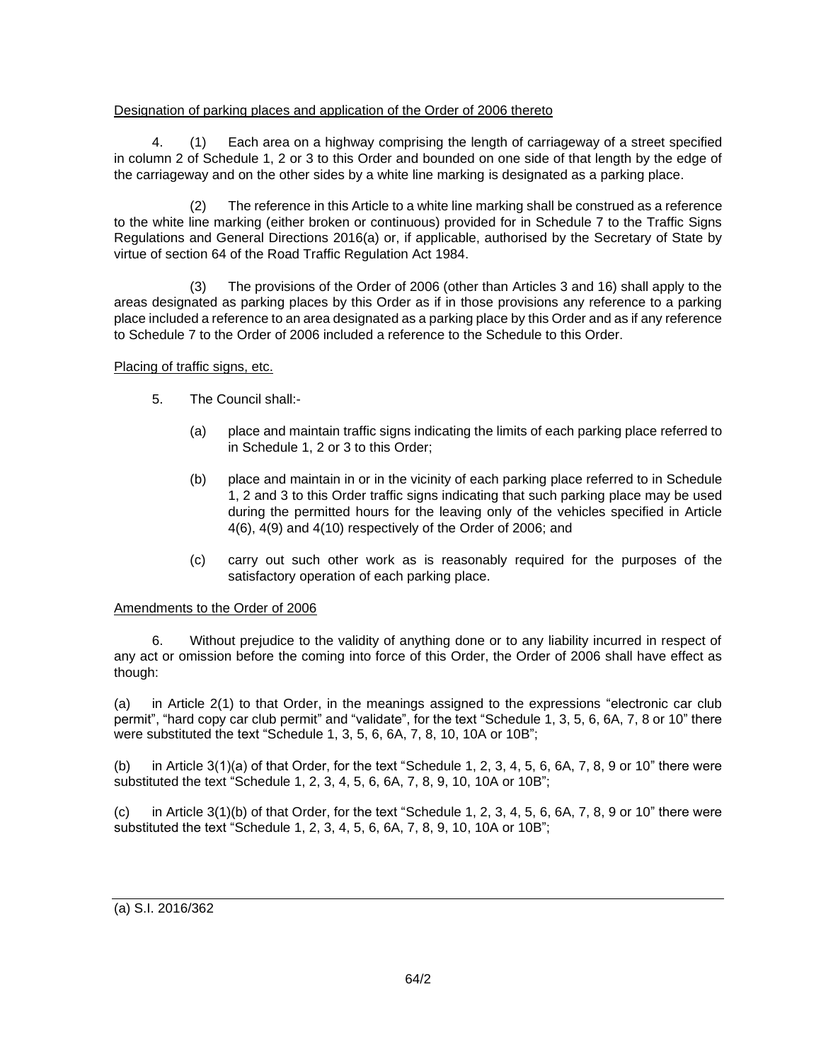Designation of parking places and application of the Order of 2006 thereto

4. (1) Each area on a highway comprising the length of carriageway of a street specified in column 2 of Schedule 1, 2 or 3 to this Order and bounded on one side of that length by the edge of the carriageway and on the other sides by a white line marking is designated as a parking place.

(2) The reference in this Article to a white line marking shall be construed as a reference to the white line marking (either broken or continuous) provided for in Schedule 7 to the Traffic Signs Regulations and General Directions 2016(a) or, if applicable, authorised by the Secretary of State by virtue of section 64 of the Road Traffic Regulation Act 1984.

(3) The provisions of the Order of 2006 (other than Articles 3 and 16) shall apply to the areas designated as parking places by this Order as if in those provisions any reference to a parking place included a reference to an area designated as a parking place by this Order and as if any reference to Schedule 7 to the Order of 2006 included a reference to the Schedule to this Order.

Placing of traffic signs, etc.

5. The Council shall:-

(a) place and maintain traffic signs indicating the limits of each parking place referred to in Schedule 1, 2 or 3 to this Order;

(b) place and maintain in or in the vicinity of each parking place referred to in Schedule 1, 2 and 3 to this Order traffic signs indicating that such parking place may be used during the permitted hours for the leaving only of the vehicles specified in Article 4(6), 4(9) and 4(10) respectively of the Order of 2006; and

(c) carry out such other work as is reasonably required for the purposes of the satisfactory operation of each parking place.

Amendments to the Order of 2006

6. Without prejudice to the validity of anything done or to any liability incurred in respect of any act or omission before the coming into force of this Order, the Order of 2006 shall have effect as though:

(a) in Article 2(1) to that Order, in the meanings assigned to the expressions "electronic car club permit", "hard copy car club permit" and "validate", for the text "Schedule 1, 3, 5, 6, 6A, 7, 8 or 10" there were substituted the text "Schedule 1, 3, 5, 6, 6A, 7, 8, 10, 10A or 10B";

(b) in Article 3(1)(a) of that Order, for the text "Schedule 1, 2, 3, 4, 5, 6, 6A, 7, 8, 9 or 10" there were substituted the text "Schedule 1, 2, 3, 4, 5, 6, 6A, 7, 8, 9, 10, 10A or 10B";

(c) in Article 3(1)(b) of that Order, for the text "Schedule 1, 2, 3, 4, 5, 6, 6A, 7, 8, 9 or 10" there were substituted the text "Schedule 1, 2, 3, 4, 5, 6, 6A, 7, 8, 9, 10, 10A or 10B";

---

(a) S.I. 2016/362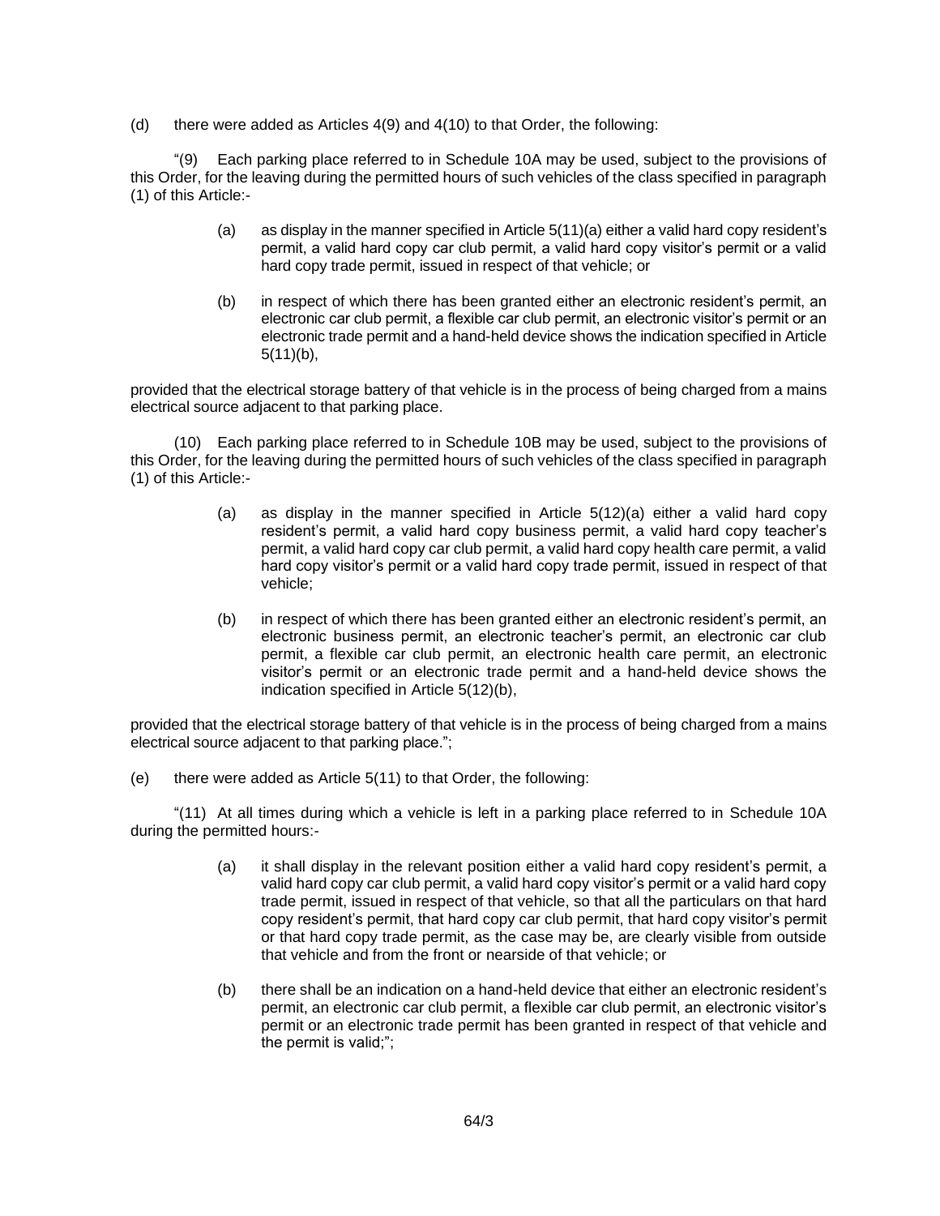(d) there were added as Articles 4(9) and 4(10) to that Order, the following:

"(9) Each parking place referred to in Schedule 10A may be used, subject to the provisions of this Order, for the leaving during the permitted hours of such vehicles of the class specified in paragraph (1) of this Article:-

> (a) as display in the manner specified in Article 5(11)(a) either a valid hard copy resident's permit, a valid hard copy car club permit, a valid hard copy visitor's permit or a valid hard copy trade permit, issued in respect of that vehicle; or
>
> (b) in respect of which there has been granted either an electronic resident's permit, an electronic car club permit, a flexible car club permit, an electronic visitor's permit or an electronic trade permit and a hand-held device shows the indication specified in Article 5(11)(b),

provided that the electrical storage battery of that vehicle is in the process of being charged from a mains electrical source adjacent to that parking place.

(10) Each parking place referred to in Schedule 10B may be used, subject to the provisions of this Order, for the leaving during the permitted hours of such vehicles of the class specified in paragraph (1) of this Article:-

> (a) as display in the manner specified in Article 5(12)(a) either a valid hard copy resident's permit, a valid hard copy business permit, a valid hard copy teacher's permit, a valid hard copy car club permit, a valid hard copy health care permit, a valid hard copy visitor's permit or a valid hard copy trade permit, issued in respect of that vehicle;
>
> (b) in respect of which there has been granted either an electronic resident's permit, an electronic business permit, an electronic teacher's permit, an electronic car club permit, a flexible car club permit, an electronic health care permit, an electronic visitor's permit or an electronic trade permit and a hand-held device shows the indication specified in Article 5(12)(b),

provided that the electrical storage battery of that vehicle is in the process of being charged from a mains electrical source adjacent to that parking place.";

(e) there were added as Article 5(11) to that Order, the following:

"(11) At all times during which a vehicle is left in a parking place referred to in Schedule 10A during the permitted hours:-

> (a) it shall display in the relevant position either a valid hard copy resident's permit, a valid hard copy car club permit, a valid hard copy visitor's permit or a valid hard copy trade permit, issued in respect of that vehicle, so that all the particulars on that hard copy resident's permit, that hard copy car club permit, that hard copy visitor's permit or that hard copy trade permit, as the case may be, are clearly visible from outside that vehicle and from the front or nearside of that vehicle; or
>
> (b) there shall be an indication on a hand-held device that either an electronic resident's permit, an electronic car club permit, a flexible car club permit, an electronic visitor's permit or an electronic trade permit has been granted in respect of that vehicle and the permit is valid;";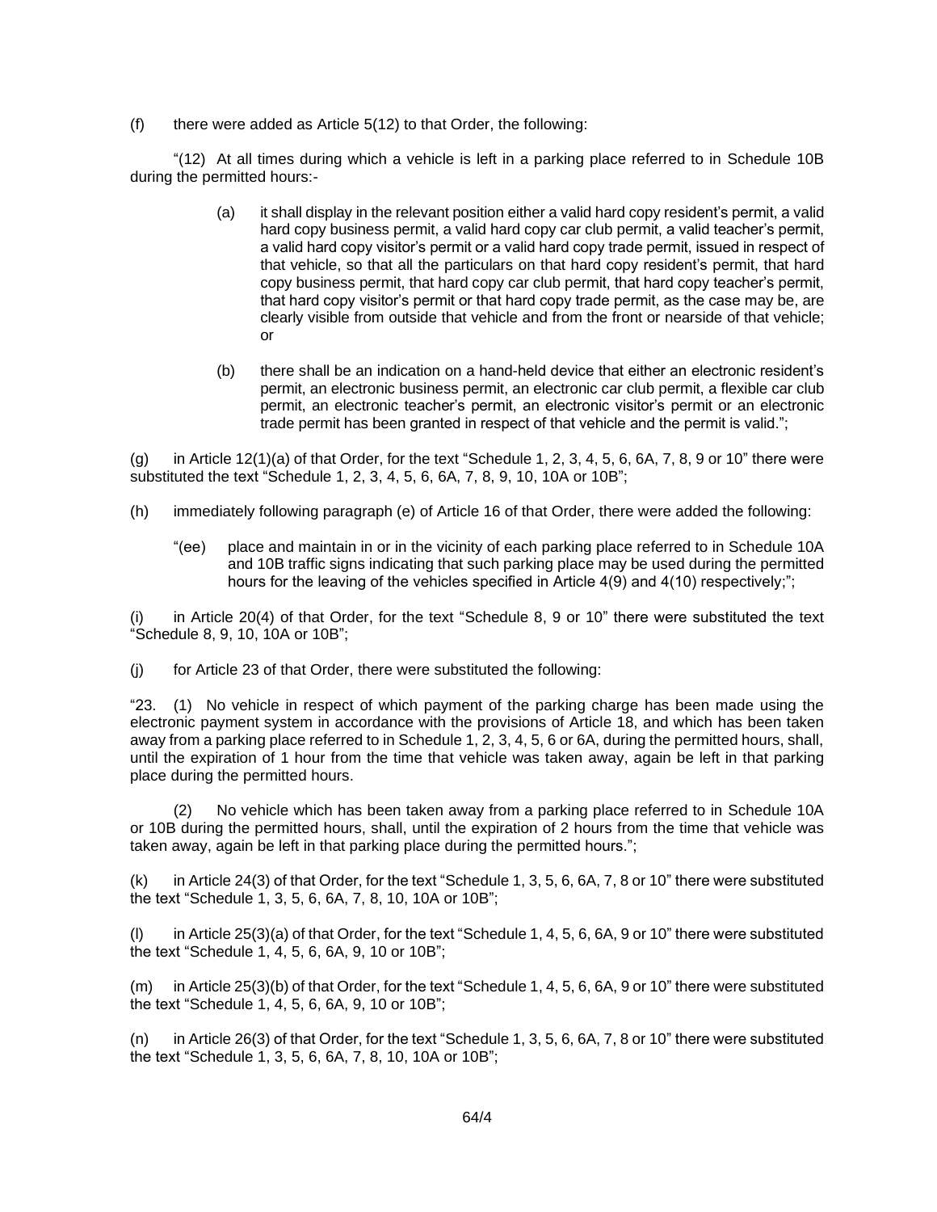(f) there were added as Article 5(12) to that Order, the following:

"(12) At all times during which a vehicle is left in a parking place referred to in Schedule 10B during the permitted hours:-

> (a) it shall display in the relevant position either a valid hard copy resident's permit, a valid hard copy business permit, a valid hard copy car club permit, a valid teacher's permit, a valid hard copy visitor's permit or a valid hard copy trade permit, issued in respect of that vehicle, so that all the particulars on that hard copy resident's permit, that hard copy business permit, that hard copy car club permit, that hard copy teacher's permit, that hard copy visitor's permit or that hard copy trade permit, as the case may be, are clearly visible from outside that vehicle and from the front or nearside of that vehicle; or
>
> (b) there shall be an indication on a hand-held device that either an electronic resident's permit, an electronic business permit, an electronic car club permit, a flexible car club permit, an electronic teacher's permit, an electronic visitor's permit or an electronic trade permit has been granted in respect of that vehicle and the permit is valid.";

(g) in Article 12(1)(a) of that Order, for the text "Schedule 1, 2, 3, 4, 5, 6, 6A, 7, 8, 9 or 10" there were substituted the text "Schedule 1, 2, 3, 4, 5, 6, 6A, 7, 8, 9, 10, 10A or 10B";

(h) immediately following paragraph (e) of Article 16 of that Order, there were added the following:

> "(ee) place and maintain in or in the vicinity of each parking place referred to in Schedule 10A and 10B traffic signs indicating that such parking place may be used during the permitted hours for the leaving of the vehicles specified in Article 4(9) and 4(10) respectively;";

(i) in Article 20(4) of that Order, for the text "Schedule 8, 9 or 10" there were substituted the text "Schedule 8, 9, 10, 10A or 10B";

(j) for Article 23 of that Order, there were substituted the following:

"23. (1) No vehicle in respect of which payment of the parking charge has been made using the electronic payment system in accordance with the provisions of Article 18, and which has been taken away from a parking place referred to in Schedule 1, 2, 3, 4, 5, 6 or 6A, during the permitted hours, shall, until the expiration of 1 hour from the time that vehicle was taken away, again be left in that parking place during the permitted hours.

(2) No vehicle which has been taken away from a parking place referred to in Schedule 10A or 10B during the permitted hours, shall, until the expiration of 2 hours from the time that vehicle was taken away, again be left in that parking place during the permitted hours.";

(k) in Article 24(3) of that Order, for the text "Schedule 1, 3, 5, 6, 6A, 7, 8 or 10" there were substituted the text "Schedule 1, 3, 5, 6, 6A, 7, 8, 10, 10A or 10B";

(l) in Article 25(3)(a) of that Order, for the text "Schedule 1, 4, 5, 6, 6A, 9 or 10" there were substituted the text "Schedule 1, 4, 5, 6, 6A, 9, 10 or 10B";

(m) in Article 25(3)(b) of that Order, for the text "Schedule 1, 4, 5, 6, 6A, 9 or 10" there were substituted the text "Schedule 1, 4, 5, 6, 6A, 9, 10 or 10B";

(n) in Article 26(3) of that Order, for the text "Schedule 1, 3, 5, 6, 6A, 7, 8 or 10" there were substituted the text "Schedule 1, 3, 5, 6, 6A, 7, 8, 10, 10A or 10B";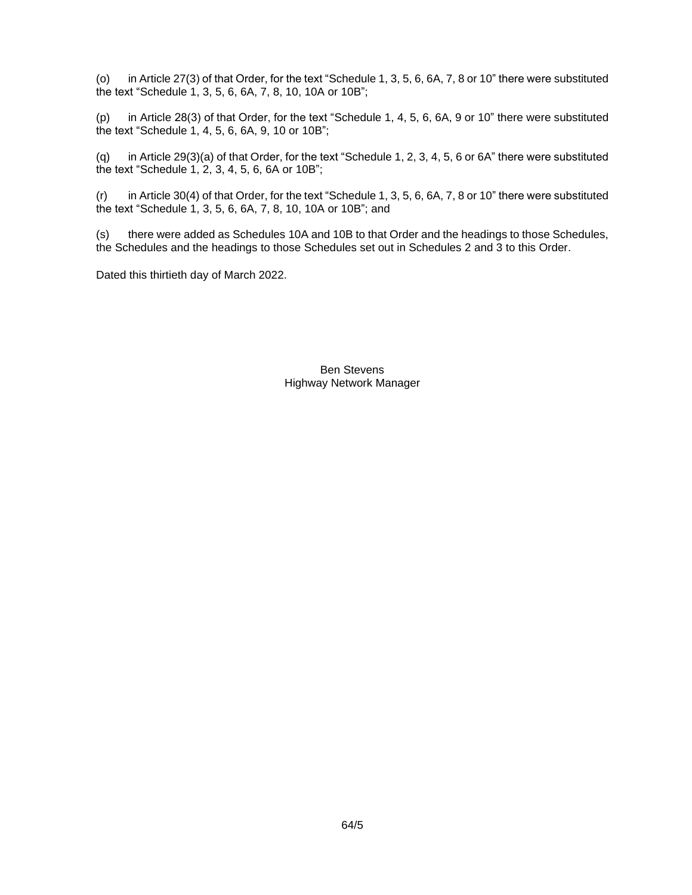(o) in Article 27(3) of that Order, for the text "Schedule 1, 3, 5, 6, 6A, 7, 8 or 10" there were substituted the text "Schedule 1, 3, 5, 6, 6A, 7, 8, 10, 10A or 10B";

(p) in Article 28(3) of that Order, for the text "Schedule 1, 4, 5, 6, 6A, 9 or 10" there were substituted the text "Schedule 1, 4, 5, 6, 6A, 9, 10 or 10B";

(q) in Article 29(3)(a) of that Order, for the text "Schedule 1, 2, 3, 4, 5, 6 or 6A" there were substituted the text "Schedule 1, 2, 3, 4, 5, 6, 6A or 10B";

(r) in Article 30(4) of that Order, for the text "Schedule 1, 3, 5, 6, 6A, 7, 8 or 10" there were substituted the text "Schedule 1, 3, 5, 6, 6A, 7, 8, 10, 10A or 10B"; and

(s) there were added as Schedules 10A and 10B to that Order and the headings to those Schedules, the Schedules and the headings to those Schedules set out in Schedules 2 and 3 to this Order.

Dated this thirtieth day of March 2022.

Ben Stevens
Highway Network Manager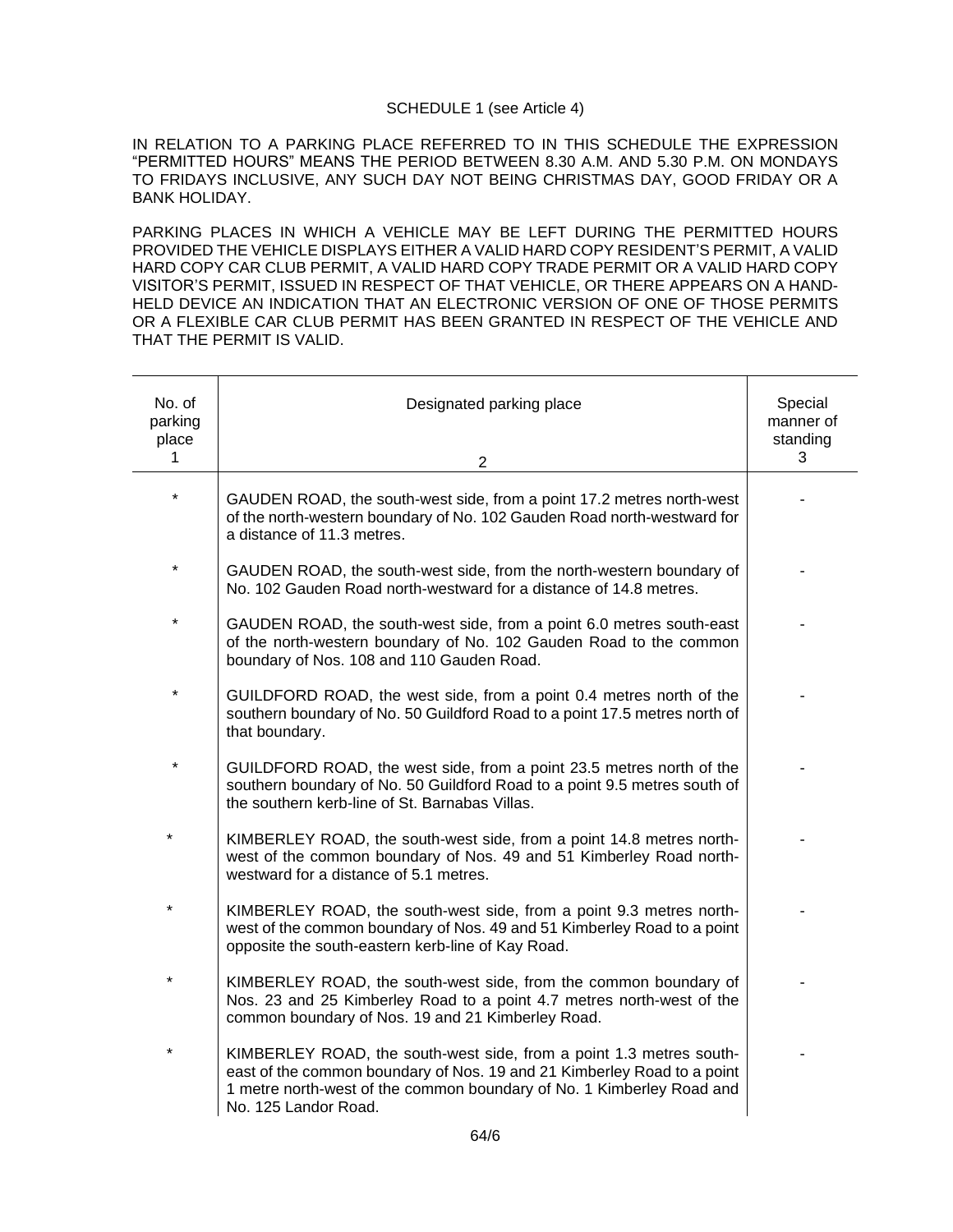SCHEDULE 1 (see Article 4)

IN RELATION TO A PARKING PLACE REFERRED TO IN THIS SCHEDULE THE EXPRESSION "PERMITTED HOURS" MEANS THE PERIOD BETWEEN 8.30 A.M. AND 5.30 P.M. ON MONDAYS TO FRIDAYS INCLUSIVE, ANY SUCH DAY NOT BEING CHRISTMAS DAY, GOOD FRIDAY OR A BANK HOLIDAY.

PARKING PLACES IN WHICH A VEHICLE MAY BE LEFT DURING THE PERMITTED HOURS PROVIDED THE VEHICLE DISPLAYS EITHER A VALID HARD COPY RESIDENT'S PERMIT, A VALID HARD COPY CAR CLUB PERMIT, A VALID HARD COPY TRADE PERMIT OR A VALID HARD COPY VISITOR'S PERMIT, ISSUED IN RESPECT OF THAT VEHICLE, OR THERE APPEARS ON A HAND-HELD DEVICE AN INDICATION THAT AN ELECTRONIC VERSION OF ONE OF THOSE PERMITS OR A FLEXIBLE CAR CLUB PERMIT HAS BEEN GRANTED IN RESPECT OF THE VEHICLE AND THAT THE PERMIT IS VALID.

| No. of parking place<br>1 | Designated parking place<br>2 | Special manner of standing<br>3 |
|---|---|---|
| * | GAUDEN ROAD, the south-west side, from a point 17.2 metres north-west of the north-western boundary of No. 102 Gauden Road north-westward for a distance of 11.3 metres. | - |
| * | GAUDEN ROAD, the south-west side, from the north-western boundary of No. 102 Gauden Road north-westward for a distance of 14.8 metres. | - |
| * | GAUDEN ROAD, the south-west side, from a point 6.0 metres south-east of the north-western boundary of No. 102 Gauden Road to the common boundary of Nos. 108 and 110 Gauden Road. | - |
| * | GUILDFORD ROAD, the west side, from a point 0.4 metres north of the southern boundary of No. 50 Guildford Road to a point 17.5 metres north of that boundary. | - |
| * | GUILDFORD ROAD, the west side, from a point 23.5 metres north of the southern boundary of No. 50 Guildford Road to a point 9.5 metres south of the southern kerb-line of St. Barnabas Villas. | - |
| * | KIMBERLEY ROAD, the south-west side, from a point 14.8 metres north-west of the common boundary of Nos. 49 and 51 Kimberley Road north-westward for a distance of 5.1 metres. | - |
| * | KIMBERLEY ROAD, the south-west side, from a point 9.3 metres north-west of the common boundary of Nos. 49 and 51 Kimberley Road to a point opposite the south-eastern kerb-line of Kay Road. | - |
| * | KIMBERLEY ROAD, the south-west side, from the common boundary of Nos. 23 and 25 Kimberley Road to a point 4.7 metres north-west of the common boundary of Nos. 19 and 21 Kimberley Road. | - |
| * | KIMBERLEY ROAD, the south-west side, from a point 1.3 metres south-east of the common boundary of Nos. 19 and 21 Kimberley Road to a point 1 metre north-west of the common boundary of No. 1 Kimberley Road and No. 125 Landor Road. | - |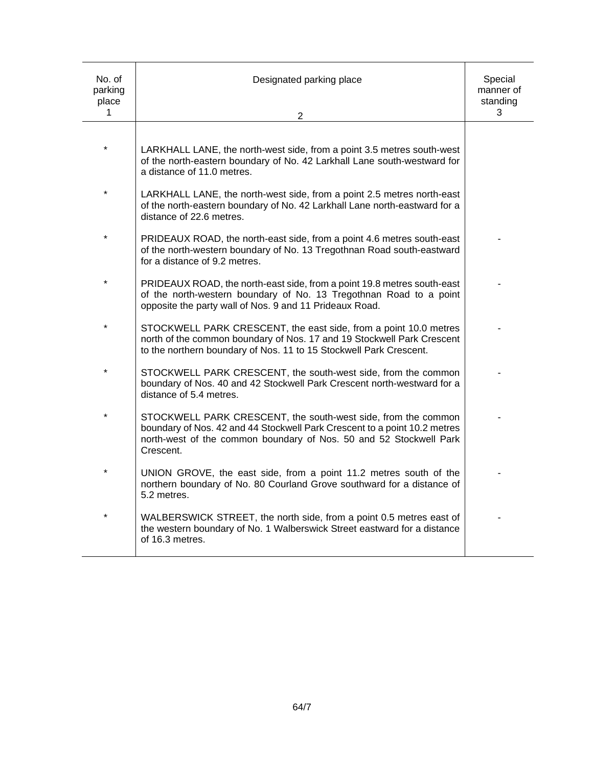| No. of parking place 1 | Designated parking place 2 | Special manner of standing 3 |
|---|---|---|
| * | LARKHALL LANE, the north-west side, from a point 3.5 metres south-west of the north-eastern boundary of No. 42 Larkhall Lane south-westward for a distance of 11.0 metres. | |
| * | LARKHALL LANE, the north-west side, from a point 2.5 metres north-east of the north-eastern boundary of No. 42 Larkhall Lane north-eastward for a distance of 22.6 metres. | |
| * | PRIDEAUX ROAD, the north-east side, from a point 4.6 metres south-east of the north-western boundary of No. 13 Tregothnan Road south-eastward for a distance of 9.2 metres. | - |
| * | PRIDEAUX ROAD, the north-east side, from a point 19.8 metres south-east of the north-western boundary of No. 13 Tregothnan Road to a point opposite the party wall of Nos. 9 and 11 Prideaux Road. | - |
| * | STOCKWELL PARK CRESCENT, the east side, from a point 10.0 metres north of the common boundary of Nos. 17 and 19 Stockwell Park Crescent to the northern boundary of Nos. 11 to 15 Stockwell Park Crescent. | - |
| * | STOCKWELL PARK CRESCENT, the south-west side, from the common boundary of Nos. 40 and 42 Stockwell Park Crescent north-westward for a distance of 5.4 metres. | - |
| * | STOCKWELL PARK CRESCENT, the south-west side, from the common boundary of Nos. 42 and 44 Stockwell Park Crescent to a point 10.2 metres north-west of the common boundary of Nos. 50 and 52 Stockwell Park Crescent. | - |
| * | UNION GROVE, the east side, from a point 11.2 metres south of the northern boundary of No. 80 Courland Grove southward for a distance of 5.2 metres. | - |
| * | WALBERSWICK STREET, the north side, from a point 0.5 metres east of the western boundary of No. 1 Walberswick Street eastward for a distance of 16.3 metres. | - |

64/7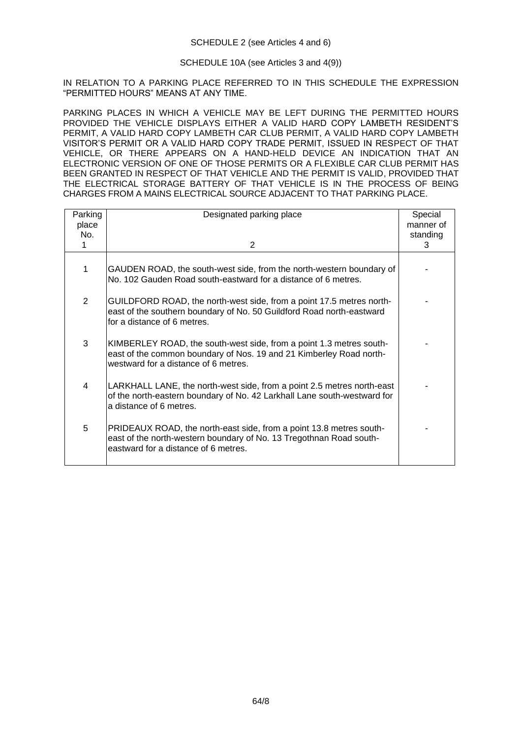SCHEDULE 2 (see Articles 4 and 6)

SCHEDULE 10A (see Articles 3 and 4(9))

IN RELATION TO A PARKING PLACE REFERRED TO IN THIS SCHEDULE THE EXPRESSION "PERMITTED HOURS" MEANS AT ANY TIME.

PARKING PLACES IN WHICH A VEHICLE MAY BE LEFT DURING THE PERMITTED HOURS PROVIDED THE VEHICLE DISPLAYS EITHER A VALID HARD COPY LAMBETH RESIDENT'S PERMIT, A VALID HARD COPY LAMBETH CAR CLUB PERMIT, A VALID HARD COPY LAMBETH VISITOR'S PERMIT OR A VALID HARD COPY TRADE PERMIT, ISSUED IN RESPECT OF THAT VEHICLE, OR THERE APPEARS ON A HAND-HELD DEVICE AN INDICATION THAT AN ELECTRONIC VERSION OF ONE OF THOSE PERMITS OR A FLEXIBLE CAR CLUB PERMIT HAS BEEN GRANTED IN RESPECT OF THAT VEHICLE AND THE PERMIT IS VALID, PROVIDED THAT THE ELECTRICAL STORAGE BATTERY OF THAT VEHICLE IS IN THE PROCESS OF BEING CHARGES FROM A MAINS ELECTRICAL SOURCE ADJACENT TO THAT PARKING PLACE.

| Parking place No. 1 | Designated parking place 2 | Special manner of standing 3 |
|---|---|---|
| 1 | GAUDEN ROAD, the south-west side, from the north-western boundary of No. 102 Gauden Road south-eastward for a distance of 6 metres. | - |
| 2 | GUILDFORD ROAD, the north-west side, from a point 17.5 metres north-east of the southern boundary of No. 50 Guildford Road north-eastward for a distance of 6 metres. | - |
| 3 | KIMBERLEY ROAD, the south-west side, from a point 1.3 metres south-east of the common boundary of Nos. 19 and 21 Kimberley Road north-westward for a distance of 6 metres. | - |
| 4 | LARKHALL LANE, the north-west side, from a point 2.5 metres north-east of the north-eastern boundary of No. 42 Larkhall Lane south-westward for a distance of 6 metres. | - |
| 5 | PRIDEAUX ROAD, the north-east side, from a point 13.8 metres south-east of the north-western boundary of No. 13 Tregothnan Road south-eastward for a distance of 6 metres. | - |

64/8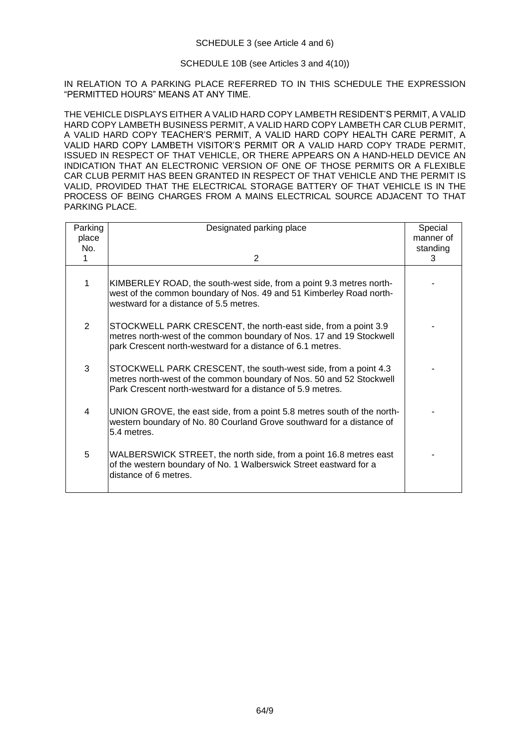SCHEDULE 3 (see Article 4 and 6)

SCHEDULE 10B (see Articles 3 and 4(10))

IN RELATION TO A PARKING PLACE REFERRED TO IN THIS SCHEDULE THE EXPRESSION "PERMITTED HOURS" MEANS AT ANY TIME.

THE VEHICLE DISPLAYS EITHER A VALID HARD COPY LAMBETH RESIDENT'S PERMIT, A VALID HARD COPY LAMBETH BUSINESS PERMIT, A VALID HARD COPY LAMBETH CAR CLUB PERMIT, A VALID HARD COPY TEACHER'S PERMIT, A VALID HARD COPY HEALTH CARE PERMIT, A VALID HARD COPY LAMBETH VISITOR'S PERMIT OR A VALID HARD COPY TRADE PERMIT, ISSUED IN RESPECT OF THAT VEHICLE, OR THERE APPEARS ON A HAND-HELD DEVICE AN INDICATION THAT AN ELECTRONIC VERSION OF ONE OF THOSE PERMITS OR A FLEXIBLE CAR CLUB PERMIT HAS BEEN GRANTED IN RESPECT OF THAT VEHICLE AND THE PERMIT IS VALID, PROVIDED THAT THE ELECTRICAL STORAGE BATTERY OF THAT VEHICLE IS IN THE PROCESS OF BEING CHARGES FROM A MAINS ELECTRICAL SOURCE ADJACENT TO THAT PARKING PLACE.

| Parking place No. 1 | Designated parking place 2 | Special manner of standing 3 |
|---|---|---|
| 1 | KIMBERLEY ROAD, the south-west side, from a point 9.3 metres north-west of the common boundary of Nos. 49 and 51 Kimberley Road north-westward for a distance of 5.5 metres. | - |
| 2 | STOCKWELL PARK CRESCENT, the north-east side, from a point 3.9 metres north-west of the common boundary of Nos. 17 and 19 Stockwell park Crescent north-westward for a distance of 6.1 metres. | - |
| 3 | STOCKWELL PARK CRESCENT, the south-west side, from a point 4.3 metres north-west of the common boundary of Nos. 50 and 52 Stockwell Park Crescent north-westward for a distance of 5.9 metres. | - |
| 4 | UNION GROVE, the east side, from a point 5.8 metres south of the north-western boundary of No. 80 Courland Grove southward for a distance of 5.4 metres. | - |
| 5 | WALBERSWICK STREET, the north side, from a point 16.8 metres east of the western boundary of No. 1 Walberswick Street eastward for a distance of 6 metres. | - |